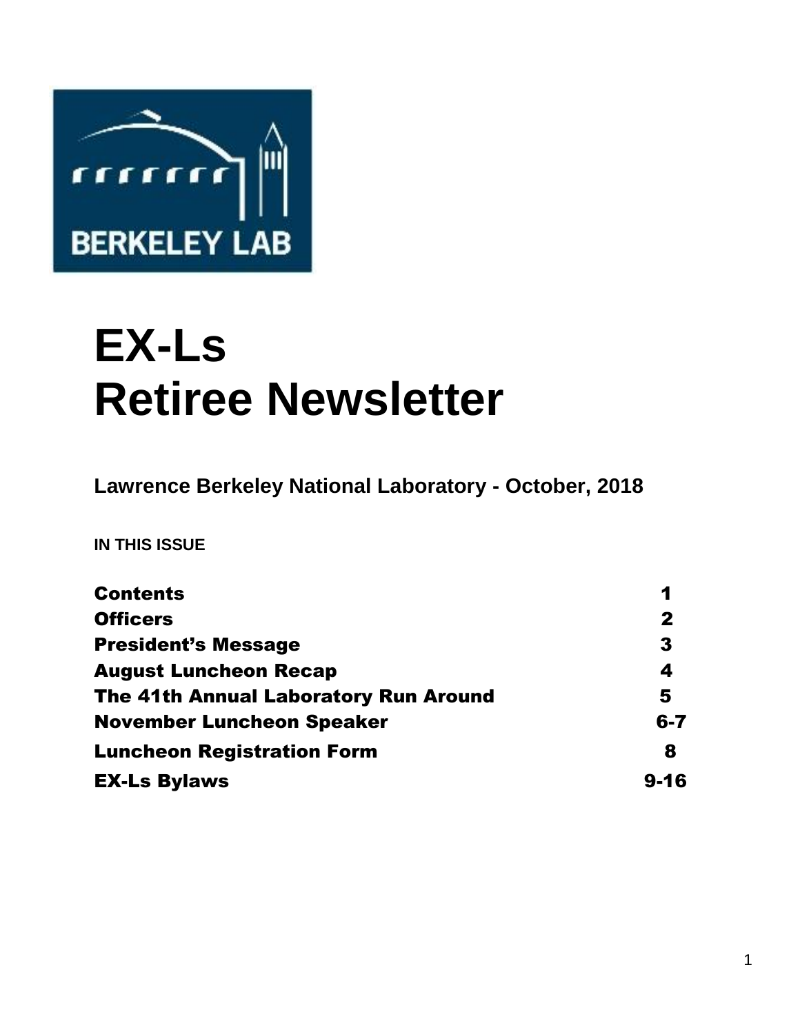# EX-Ls
# Retiree Newsletter

**Lawrence Berkeley National Laboratory - October, 2018**

**IN THIS ISSUE**

| | |
|---|---|
| **Contents** | **1** |
| **Officers** | **2** |
| **President's Message** | **3** |
| **August Luncheon Recap** | **4** |
| **The 41th Annual Laboratory Run Around** | **5** |
| **November Luncheon Speaker** | **6-7** |
| **Luncheon Registration Form** | **8** |
| **EX-Ls Bylaws** | **9-16** |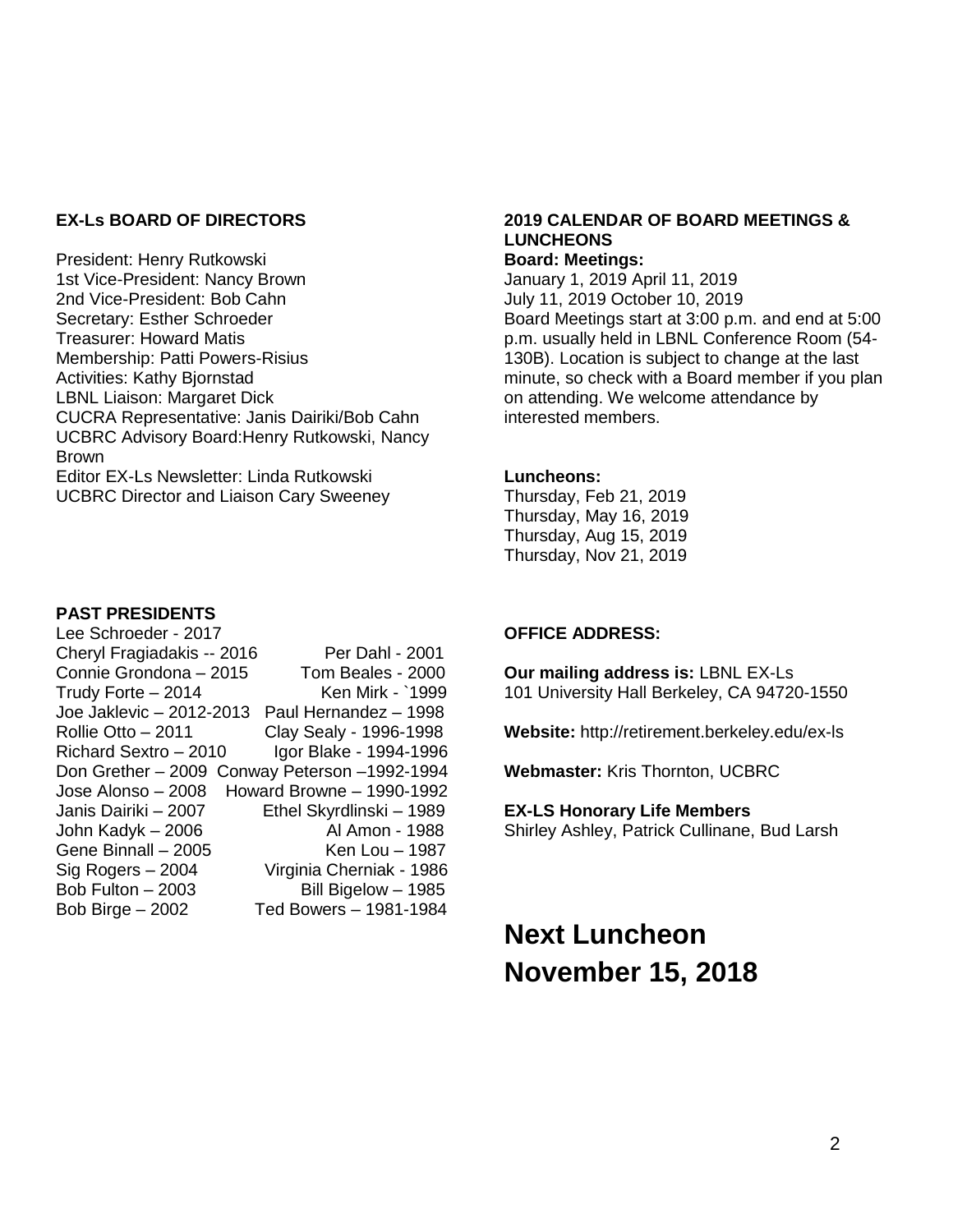**EX-Ls BOARD OF DIRECTORS**

President: Henry Rutkowski
1st Vice-President: Nancy Brown
2nd Vice-President: Bob Cahn
Secretary: Esther Schroeder
Treasurer: Howard Matis
Membership: Patti Powers-Risius
Activities: Kathy Bjornstad
LBNL Liaison: Margaret Dick
CUCRA Representative: Janis Dairiki/Bob Cahn
UCBRC Advisory Board:Henry Rutkowski, Nancy Brown
Editor EX-Ls Newsletter: Linda Rutkowski
UCBRC Director and Liaison Cary Sweeney

**PAST PRESIDENTS**

Lee Schroeder - 2017
Cheryl Fragiadakis -- 2016
Connie Grondona – 2015
Trudy Forte – 2014
Joe Jaklevic – 2012-2013
Rollie Otto – 2011
Richard Sextro – 2010
Don Grether – 2009
Jose Alonso – 2008
Janis Dairiki – 2007
John Kadyk – 2006
Gene Binnall – 2005
Sig Rogers – 2004
Bob Fulton – 2003
Bob Birge – 2002
Per Dahl - 2001
Tom Beales - 2000
Ken Mirk - `1999
Paul Hernandez – 1998
Clay Sealy - 1996-1998
Igor Blake - 1994-1996
Conway Peterson –1992-1994
Howard Browne – 1990-1992
Ethel Skyrdlinski – 1989
Al Amon - 1988
Ken Lou – 1987
Virginia Cherniak - 1986
Bill Bigelow – 1985
Ted Bowers – 1981-1984

**2019 CALENDAR OF BOARD MEETINGS & LUNCHEONS**

**Board: Meetings:**

January 1, 2019 April 11, 2019
July 11, 2019 October 10, 2019
Board Meetings start at 3:00 p.m. and end at 5:00 p.m. usually held in LBNL Conference Room (54-130B). Location is subject to change at the last minute, so check with a Board member if you plan on attending. We welcome attendance by interested members.

**Luncheons:**

Thursday, Feb 21, 2019
Thursday, May 16, 2019
Thursday, Aug 15, 2019
Thursday, Nov 21, 2019

**OFFICE ADDRESS:**

**Our mailing address is:** LBNL EX-Ls
101 University Hall Berkeley, CA 94720-1550

**Website:** http://retirement.berkeley.edu/ex-ls

**Webmaster:** Kris Thornton, UCBRC

**EX-LS Honorary Life Members**
Shirley Ashley, Patrick Cullinane, Bud Larsh

# Next Luncheon November 15, 2018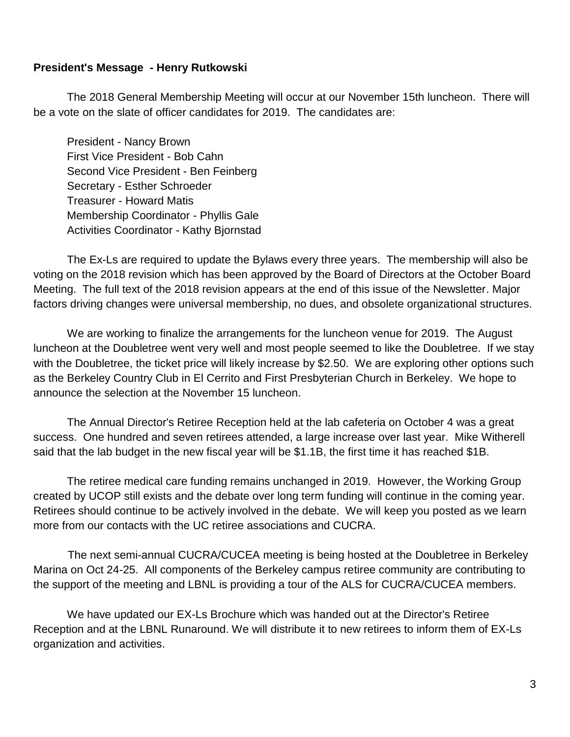**President's Message - Henry Rutkowski**

The 2018 General Membership Meeting will occur at our November 15th luncheon. There will be a vote on the slate of officer candidates for 2019. The candidates are:

President - Nancy Brown
First Vice President - Bob Cahn
Second Vice President - Ben Feinberg
Secretary - Esther Schroeder
Treasurer - Howard Matis
Membership Coordinator - Phyllis Gale
Activities Coordinator - Kathy Bjornstad

The Ex-Ls are required to update the Bylaws every three years. The membership will also be voting on the 2018 revision which has been approved by the Board of Directors at the October Board Meeting. The full text of the 2018 revision appears at the end of this issue of the Newsletter. Major factors driving changes were universal membership, no dues, and obsolete organizational structures.

We are working to finalize the arrangements for the luncheon venue for 2019. The August luncheon at the Doubletree went very well and most people seemed to like the Doubletree. If we stay with the Doubletree, the ticket price will likely increase by $2.50. We are exploring other options such as the Berkeley Country Club in El Cerrito and First Presbyterian Church in Berkeley. We hope to announce the selection at the November 15 luncheon.

The Annual Director's Retiree Reception held at the lab cafeteria on October 4 was a great success. One hundred and seven retirees attended, a large increase over last year. Mike Witherell said that the lab budget in the new fiscal year will be $1.1B, the first time it has reached $1B.

The retiree medical care funding remains unchanged in 2019. However, the Working Group created by UCOP still exists and the debate over long term funding will continue in the coming year. Retirees should continue to be actively involved in the debate. We will keep you posted as we learn more from our contacts with the UC retiree associations and CUCRA.

The next semi-annual CUCRA/CUCEA meeting is being hosted at the Doubletree in Berkeley Marina on Oct 24-25. All components of the Berkeley campus retiree community are contributing to the support of the meeting and LBNL is providing a tour of the ALS for CUCRA/CUCEA members.

We have updated our EX-Ls Brochure which was handed out at the Director's Retiree Reception and at the LBNL Runaround. We will distribute it to new retirees to inform them of EX-Ls organization and activities.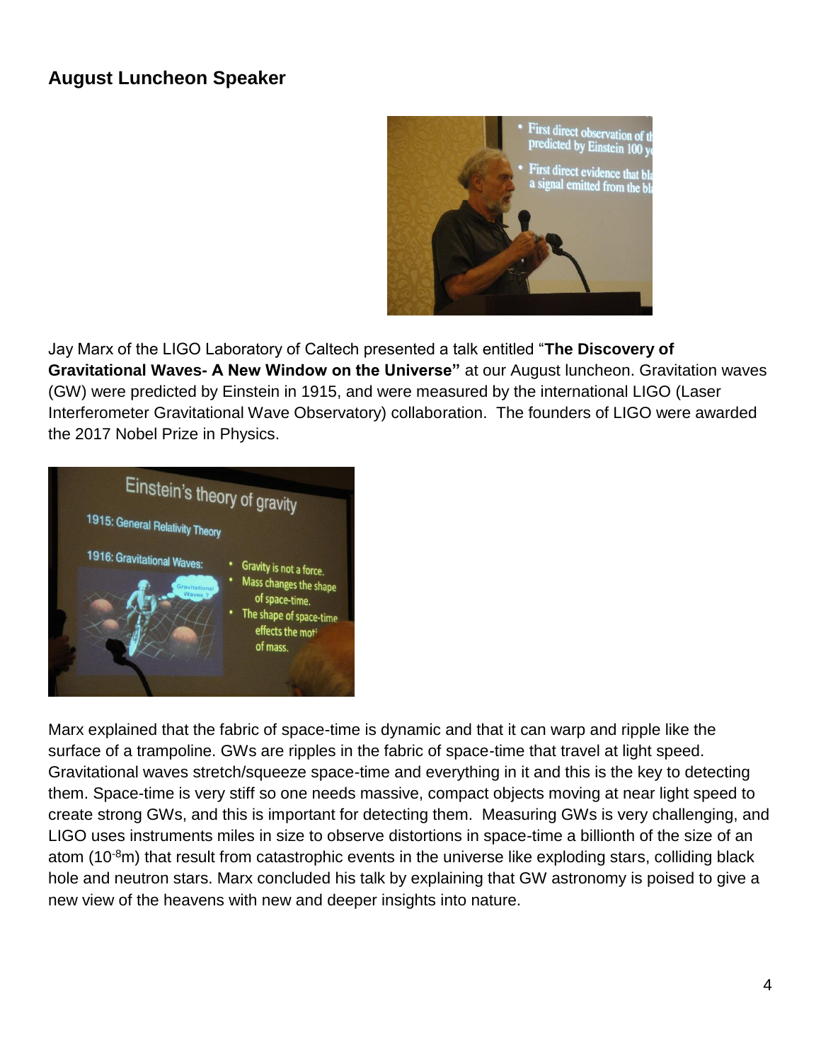## August Luncheon Speaker

Jay Marx of the LIGO Laboratory of Caltech presented a talk entitled "**The Discovery of Gravitational Waves- A New Window on the Universe"** at our August luncheon. Gravitation waves (GW) were predicted by Einstein in 1915, and were measured by the international LIGO (Laser Interferometer Gravitational Wave Observatory) collaboration. The founders of LIGO were awarded the 2017 Nobel Prize in Physics.

Marx explained that the fabric of space-time is dynamic and that it can warp and ripple like the surface of a trampoline. GWs are ripples in the fabric of space-time that travel at light speed. Gravitational waves stretch/squeeze space-time and everything in it and this is the key to detecting them. Space-time is very stiff so one needs massive, compact objects moving at near light speed to create strong GWs, and this is important for detecting them. Measuring GWs is very challenging, and LIGO uses instruments miles in size to observe distortions in space-time a billionth of the size of an atom ($10^{-8}$m) that result from catastrophic events in the universe like exploding stars, colliding black hole and neutron stars. Marx concluded his talk by explaining that GW astronomy is poised to give a new view of the heavens with new and deeper insights into nature.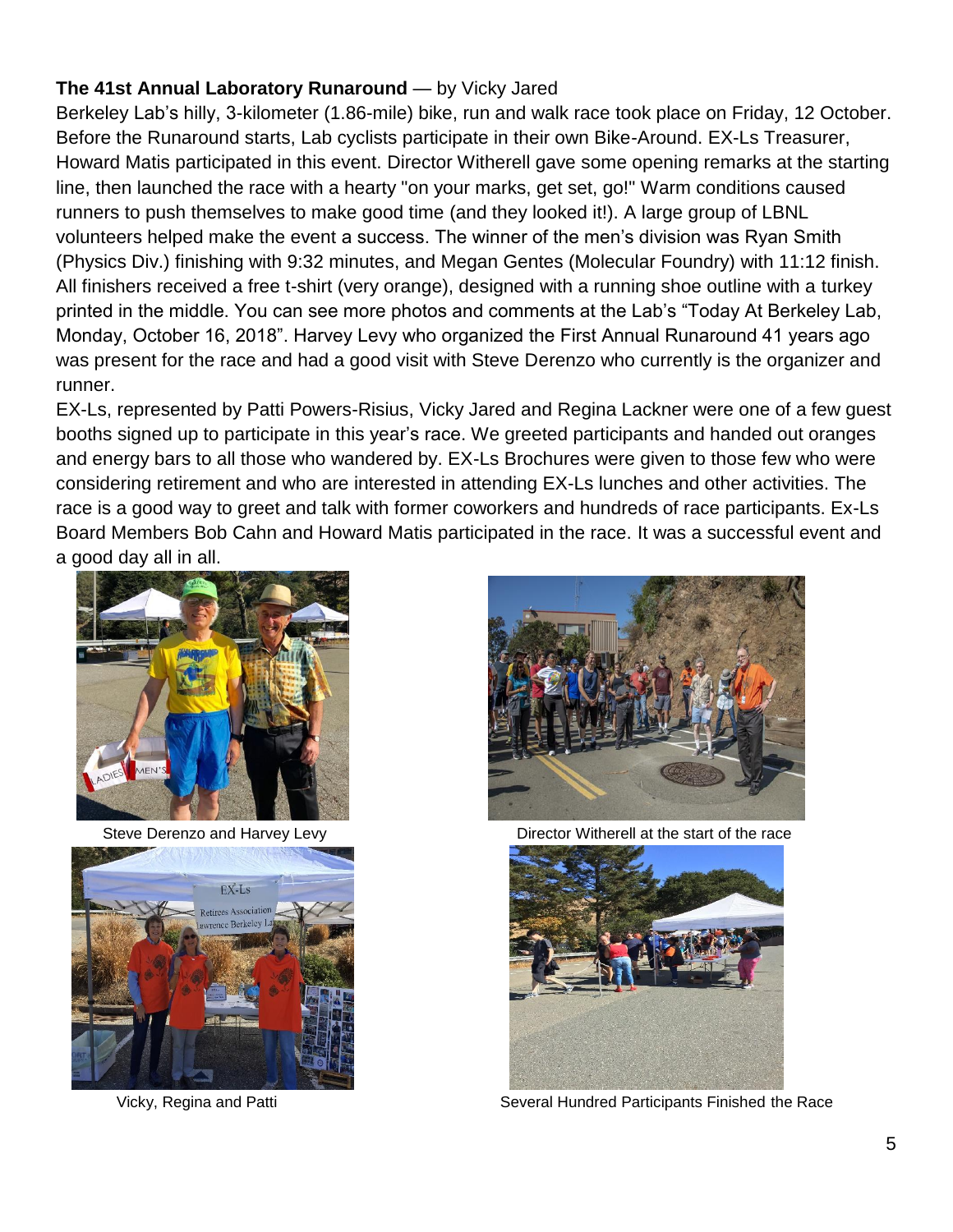**The 41st Annual Laboratory Runaround** — by Vicky Jared

Berkeley Lab's hilly, 3-kilometer (1.86-mile) bike, run and walk race took place on Friday, 12 October. Before the Runaround starts, Lab cyclists participate in their own Bike-Around. EX-Ls Treasurer, Howard Matis participated in this event. Director Witherell gave some opening remarks at the starting line, then launched the race with a hearty "on your marks, get set, go!" Warm conditions caused runners to push themselves to make good time (and they looked it!). A large group of LBNL volunteers helped make the event a success. The winner of the men's division was Ryan Smith (Physics Div.) finishing with 9:32 minutes, and Megan Gentes (Molecular Foundry) with 11:12 finish. All finishers received a free t-shirt (very orange), designed with a running shoe outline with a turkey printed in the middle. You can see more photos and comments at the Lab's "Today At Berkeley Lab, Monday, October 16, 2018". Harvey Levy who organized the First Annual Runaround 41 years ago was present for the race and had a good visit with Steve Derenzo who currently is the organizer and runner.

EX-Ls, represented by Patti Powers-Risius, Vicky Jared and Regina Lackner were one of a few guest booths signed up to participate in this year's race. We greeted participants and handed out oranges and energy bars to all those who wandered by. EX-Ls Brochures were given to those few who were considering retirement and who are interested in attending EX-Ls lunches and other activities. The race is a good way to greet and talk with former coworkers and hundreds of race participants. Ex-Ls Board Members Bob Cahn and Howard Matis participated in the race. It was a successful event and a good day all in all.

Steve Derenzo and Harvey Levy

Director Witherell at the start of the race

Vicky, Regina and Patti

Several Hundred Participants Finished the Race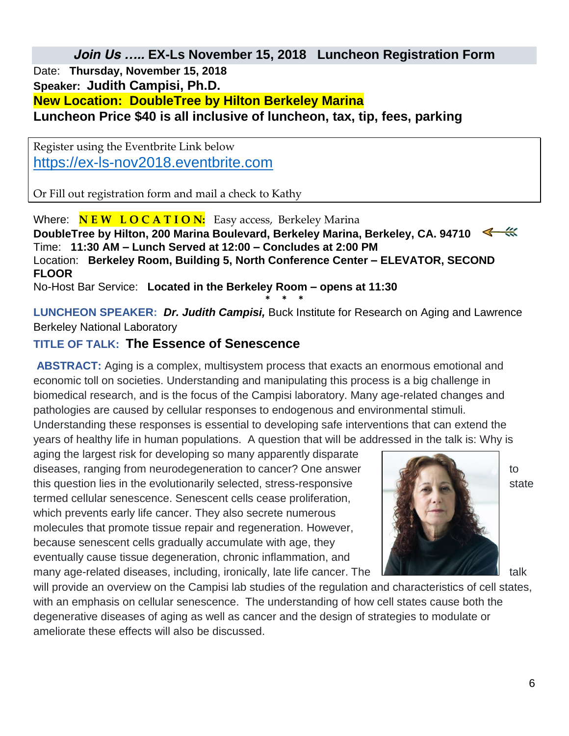## *Join Us …..* EX-Ls November 15, 2018 Luncheon Registration Form

Date: **Thursday, November 15, 2018**

**Speaker: Judith Campisi, Ph.D.**

**New Location: DoubleTree by Hilton Berkeley Marina**

**Luncheon Price $40 is all inclusive of luncheon, tax, tip, fees, parking**

Register using the Eventbrite Link below
https://ex-ls-nov2018.eventbrite.com

Or Fill out registration form and mail a check to Kathy

Where: **NEW LOCATION:** Easy access, Berkeley Marina
**DoubleTree by Hilton, 200 Marina Boulevard, Berkeley Marina, Berkeley, CA. 94710**
Time: **11:30 AM – Lunch Served at 12:00 – Concludes at 2:00 PM**
Location: **Berkeley Room, Building 5, North Conference Center – ELEVATOR, SECOND FLOOR**
No-Host Bar Service: **Located in the Berkeley Room – opens at 11:30**

\* \* \*

**LUNCHEON SPEAKER:** ***Dr. Judith Campisi,*** Buck Institute for Research on Aging and Lawrence Berkeley National Laboratory

**TITLE OF TALK: The Essence of Senescence**

**ABSTRACT:** Aging is a complex, multisystem process that exacts an enormous emotional and economic toll on societies. Understanding and manipulating this process is a big challenge in biomedical research, and is the focus of the Campisi laboratory. Many age-related changes and pathologies are caused by cellular responses to endogenous and environmental stimuli. Understanding these responses is essential to developing safe interventions that can extend the years of healthy life in human populations. A question that will be addressed in the talk is: Why is aging the largest risk for developing so many apparently disparate diseases, ranging from neurodegeneration to cancer? One answer to this question lies in the evolutionarily selected, stress-responsive state termed cellular senescence. Senescent cells cease proliferation, which prevents early life cancer. They also secrete numerous molecules that promote tissue repair and regeneration. However, because senescent cells gradually accumulate with age, they eventually cause tissue degeneration, chronic inflammation, and many age-related diseases, including, ironically, late life cancer. The talk will provide an overview on the Campisi lab studies of the regulation and characteristics of cell states, with an emphasis on cellular senescence. The understanding of how cell states cause both the degenerative diseases of aging as well as cancer and the design of strategies to modulate or ameliorate these effects will also be discussed.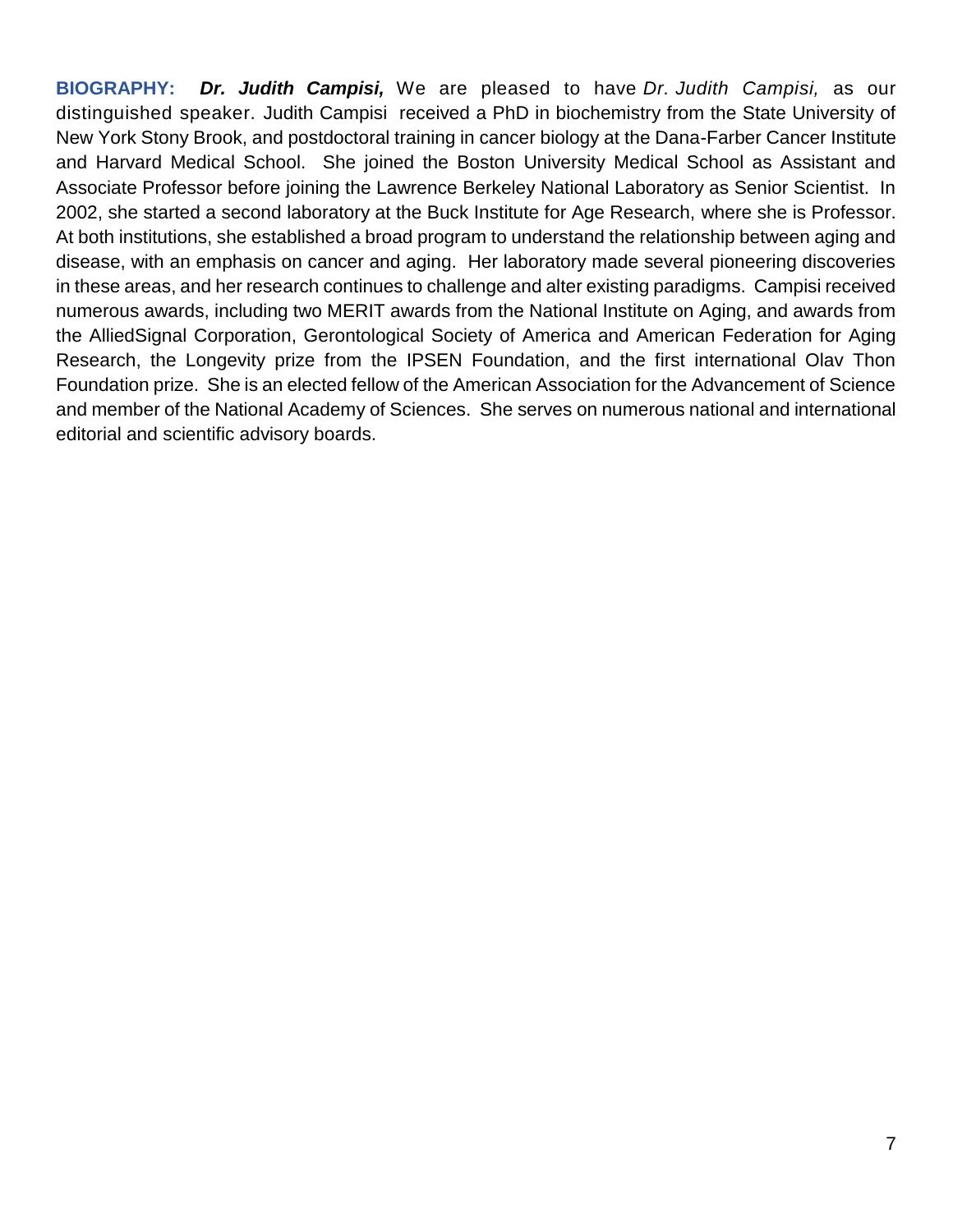**BIOGRAPHY:** ***Dr. Judith Campisi,*** We are pleased to have *Dr. Judith Campisi,* as our distinguished speaker. Judith Campisi received a PhD in biochemistry from the State University of New York Stony Brook, and postdoctoral training in cancer biology at the Dana-Farber Cancer Institute and Harvard Medical School. She joined the Boston University Medical School as Assistant and Associate Professor before joining the Lawrence Berkeley National Laboratory as Senior Scientist. In 2002, she started a second laboratory at the Buck Institute for Age Research, where she is Professor. At both institutions, she established a broad program to understand the relationship between aging and disease, with an emphasis on cancer and aging. Her laboratory made several pioneering discoveries in these areas, and her research continues to challenge and alter existing paradigms. Campisi received numerous awards, including two MERIT awards from the National Institute on Aging, and awards from the AlliedSignal Corporation, Gerontological Society of America and American Federation for Aging Research, the Longevity prize from the IPSEN Foundation, and the first international Olav Thon Foundation prize. She is an elected fellow of the American Association for the Advancement of Science and member of the National Academy of Sciences. She serves on numerous national and international editorial and scientific advisory boards.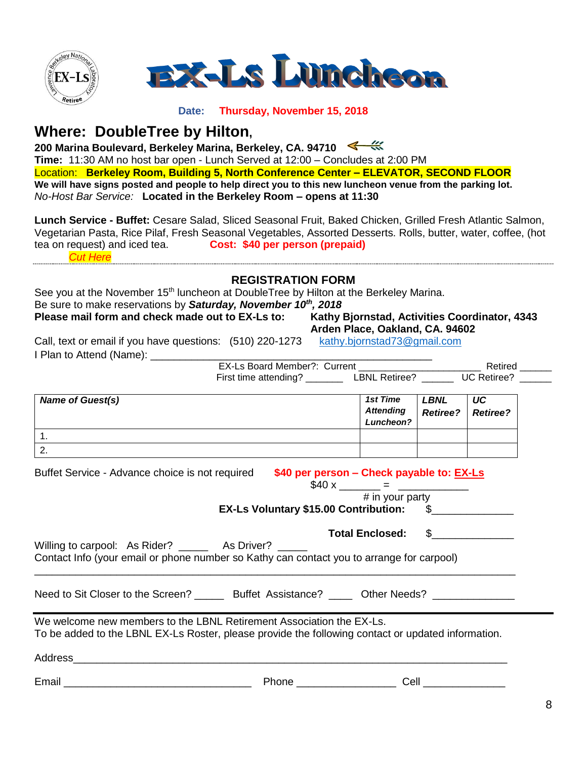# EX-Ls Luncheon

**Date: Thursday, November 15, 2018**

## Where: DoubleTree by Hilton,

**200 Marina Boulevard, Berkeley Marina, Berkeley, CA. 94710**

**Time:** 11:30 AM no host bar open - Lunch Served at 12:00 – Concludes at 2:00 PM

Location: **Berkeley Room, Building 5, North Conference Center – ELEVATOR, SECOND FLOOR**

**We will have signs posted and people to help direct you to this new luncheon venue from the parking lot.**

*No-Host Bar Service:* **Located in the Berkeley Room – opens at 11:30**

**Lunch Service - Buffet:** Cesare Salad, Sliced Seasonal Fruit, Baked Chicken, Grilled Fresh Atlantic Salmon, Vegetarian Pasta, Rice Pilaf, Fresh Seasonal Vegetables, Assorted Desserts. Rolls, butter, water, coffee, (hot tea on request) and iced tea. **Cost: $40 per person (prepaid)**

*Cut Here*

---

## REGISTRATION FORM

See you at the November 15th luncheon at DoubleTree by Hilton at the Berkeley Marina.
Be sure to make reservations by ***Saturday, November 10th, 2018***

**Please mail form and check made out to EX-Ls to:** **Kathy Bjornstad, Activities Coordinator, 4343 Arden Place, Oakland, CA. 94602**

Call, text or email if you have questions: (510) 220-1273 kathy.bjornstad73@gmail.com

I Plan to Attend (Name): ______________________________________________

EX-Ls Board Member?: Current ______________________ Retired ______

First time attending? _______ LBNL Retiree? ______ UC Retiree? ______

| *Name of Guest(s)* | *1st Time Attending Luncheon?* | *LBNL Retiree?* | *UC Retiree?* |
|---|---|---|---|
| 1. | | | |
| 2. | | | |

Buffet Service - Advance choice is not required **$40 per person – Check payable to: EX-Ls**

$40 x _______ = ____________
# in your party

**EX-Ls Voluntary $15.00 Contribution:** $_____________

**Total Enclosed:** $_____________

Willing to carpool: As Rider? _____ As Driver? _____

Contact Info (your email or phone number so Kathy can contact you to arrange for carpool)

_____________________________________________________________________________

Need to Sit Closer to the Screen? _____ Buffet Assistance? ____ Other Needs? _____________

---

We welcome new members to the LBNL Retirement Association the EX-Ls.
To be added to the LBNL EX-Ls Roster, please provide the following contact or updated information.

Address_____________________________________________________________________

Email ________________________________ Phone ________________ Cell ______________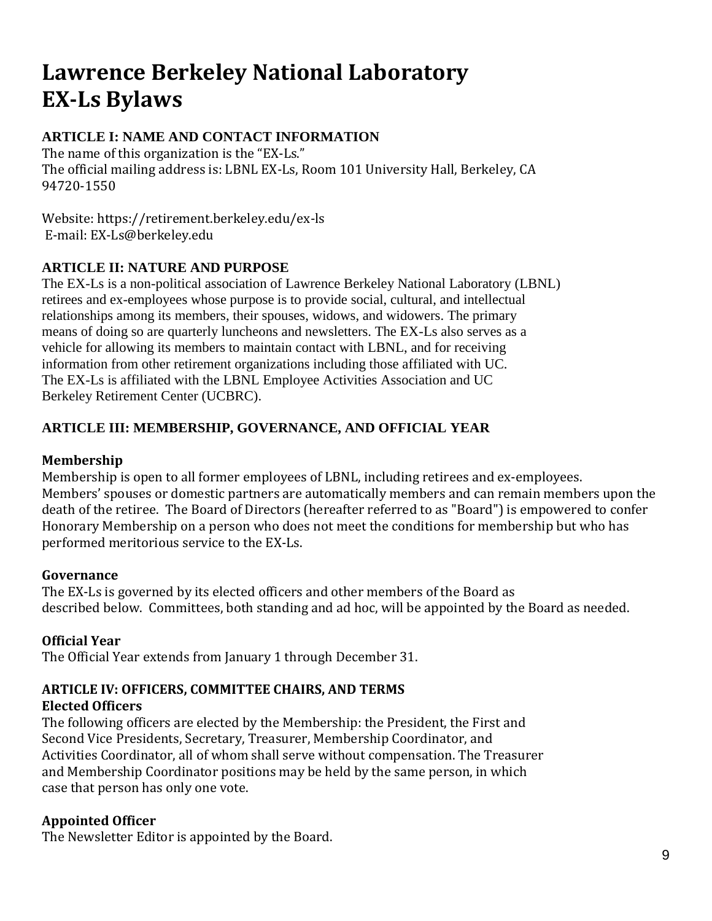# Lawrence Berkeley National Laboratory
# EX-Ls Bylaws

## ARTICLE I: NAME AND CONTACT INFORMATION

The name of this organization is the "EX-Ls."
The official mailing address is: LBNL EX-Ls, Room 101 University Hall, Berkeley, CA 94720-1550

Website: https://retirement.berkeley.edu/ex-ls
E-mail: EX-Ls@berkeley.edu

## ARTICLE II: NATURE AND PURPOSE

The EX-Ls is a non-political association of Lawrence Berkeley National Laboratory (LBNL) retirees and ex-employees whose purpose is to provide social, cultural, and intellectual relationships among its members, their spouses, widows, and widowers. The primary means of doing so are quarterly luncheons and newsletters. The EX-Ls also serves as a vehicle for allowing its members to maintain contact with LBNL, and for receiving information from other retirement organizations including those affiliated with UC. The EX-Ls is affiliated with the LBNL Employee Activities Association and UC Berkeley Retirement Center (UCBRC).

## ARTICLE III: MEMBERSHIP, GOVERNANCE, AND OFFICIAL YEAR

### Membership

Membership is open to all former employees of LBNL, including retirees and ex-employees. Members' spouses or domestic partners are automatically members and can remain members upon the death of the retiree. The Board of Directors (hereafter referred to as "Board") is empowered to confer Honorary Membership on a person who does not meet the conditions for membership but who has performed meritorious service to the EX-Ls.

### Governance

The EX-Ls is governed by its elected officers and other members of the Board as described below. Committees, both standing and ad hoc, will be appointed by the Board as needed.

### Official Year

The Official Year extends from January 1 through December 31.

## ARTICLE IV: OFFICERS, COMMITTEE CHAIRS, AND TERMS

### Elected Officers

The following officers are elected by the Membership: the President, the First and Second Vice Presidents, Secretary, Treasurer, Membership Coordinator, and Activities Coordinator, all of whom shall serve without compensation. The Treasurer and Membership Coordinator positions may be held by the same person, in which case that person has only one vote.

### Appointed Officer

The Newsletter Editor is appointed by the Board.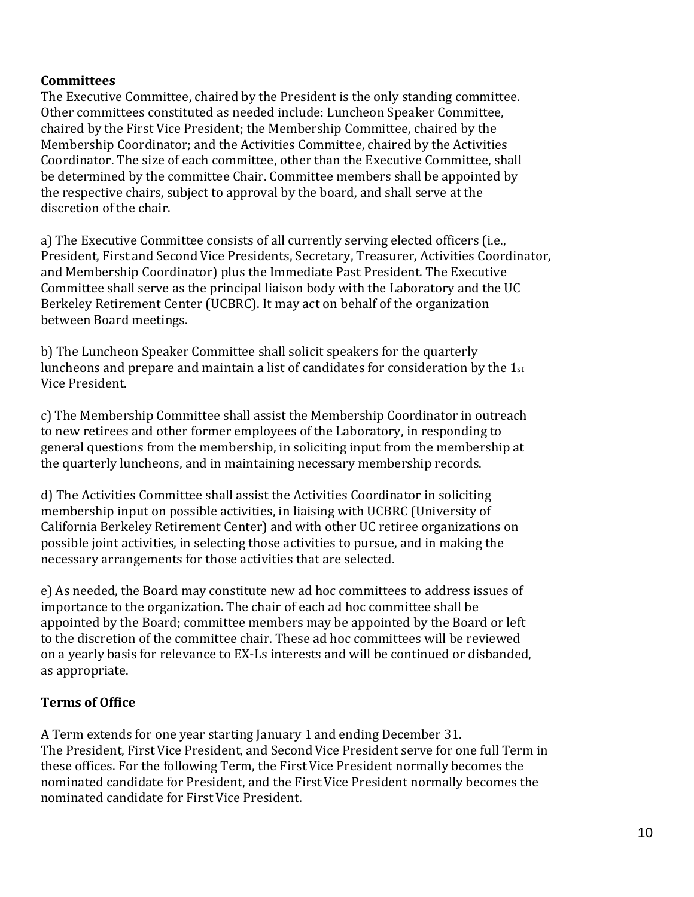**Committees**

The Executive Committee, chaired by the President is the only standing committee. Other committees constituted as needed include: Luncheon Speaker Committee, chaired by the First Vice President; the Membership Committee, chaired by the Membership Coordinator; and the Activities Committee, chaired by the Activities Coordinator. The size of each committee, other than the Executive Committee, shall be determined by the committee Chair. Committee members shall be appointed by the respective chairs, subject to approval by the board, and shall serve at the discretion of the chair.

a) The Executive Committee consists of all currently serving elected officers (i.e., President, First and Second Vice Presidents, Secretary, Treasurer, Activities Coordinator, and Membership Coordinator) plus the Immediate Past President. The Executive Committee shall serve as the principal liaison body with the Laboratory and the UC Berkeley Retirement Center (UCBRC). It may act on behalf of the organization between Board meetings.

b) The Luncheon Speaker Committee shall solicit speakers for the quarterly luncheons and prepare and maintain a list of candidates for consideration by the 1st Vice President.

c) The Membership Committee shall assist the Membership Coordinator in outreach to new retirees and other former employees of the Laboratory, in responding to general questions from the membership, in soliciting input from the membership at the quarterly luncheons, and in maintaining necessary membership records.

d) The Activities Committee shall assist the Activities Coordinator in soliciting membership input on possible activities, in liaising with UCBRC (University of California Berkeley Retirement Center) and with other UC retiree organizations on possible joint activities, in selecting those activities to pursue, and in making the necessary arrangements for those activities that are selected.

e) As needed, the Board may constitute new ad hoc committees to address issues of importance to the organization. The chair of each ad hoc committee shall be appointed by the Board; committee members may be appointed by the Board or left to the discretion of the committee chair. These ad hoc committees will be reviewed on a yearly basis for relevance to EX-Ls interests and will be continued or disbanded, as appropriate.

**Terms of Office**

A Term extends for one year starting January 1 and ending December 31.
The President, First Vice President, and Second Vice President serve for one full Term in these offices. For the following Term, the First Vice President normally becomes the nominated candidate for President, and the First Vice President normally becomes the nominated candidate for First Vice President.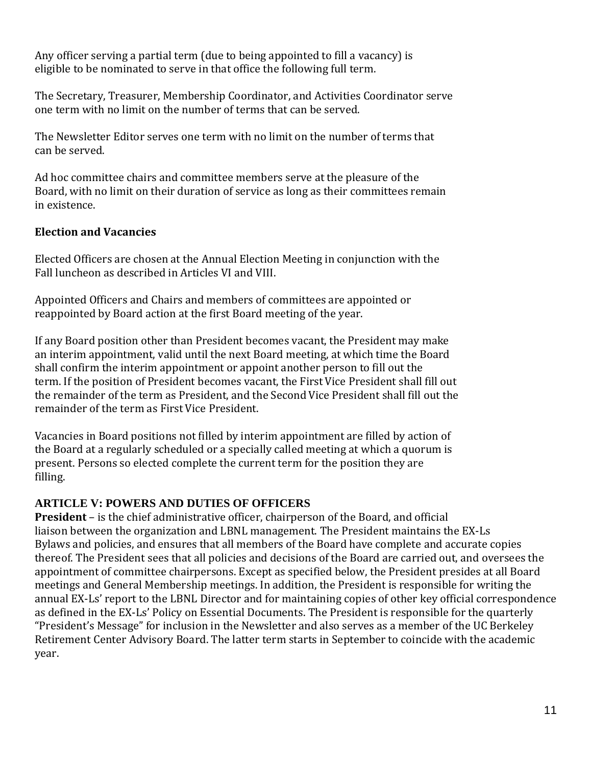Any officer serving a partial term (due to being appointed to fill a vacancy) is eligible to be nominated to serve in that office the following full term.

The Secretary, Treasurer, Membership Coordinator, and Activities Coordinator serve one term with no limit on the number of terms that can be served.

The Newsletter Editor serves one term with no limit on the number of terms that can be served.

Ad hoc committee chairs and committee members serve at the pleasure of the Board, with no limit on their duration of service as long as their committees remain in existence.

### Election and Vacancies

Elected Officers are chosen at the Annual Election Meeting in conjunction with the Fall luncheon as described in Articles VI and VIII.

Appointed Officers and Chairs and members of committees are appointed or reappointed by Board action at the first Board meeting of the year.

If any Board position other than President becomes vacant, the President may make an interim appointment, valid until the next Board meeting, at which time the Board shall confirm the interim appointment or appoint another person to fill out the term. If the position of President becomes vacant, the First Vice President shall fill out the remainder of the term as President, and the Second Vice President shall fill out the remainder of the term as First Vice President.

Vacancies in Board positions not filled by interim appointment are filled by action of the Board at a regularly scheduled or a specially called meeting at which a quorum is present. Persons so elected complete the current term for the position they are filling.

## ARTICLE V: POWERS AND DUTIES OF OFFICERS

**President** – is the chief administrative officer, chairperson of the Board, and official liaison between the organization and LBNL management. The President maintains the EX-Ls Bylaws and policies, and ensures that all members of the Board have complete and accurate copies thereof. The President sees that all policies and decisions of the Board are carried out, and oversees the appointment of committee chairpersons. Except as specified below, the President presides at all Board meetings and General Membership meetings. In addition, the President is responsible for writing the annual EX-Ls' report to the LBNL Director and for maintaining copies of other key official correspondence as defined in the EX-Ls' Policy on Essential Documents. The President is responsible for the quarterly "President's Message" for inclusion in the Newsletter and also serves as a member of the UC Berkeley Retirement Center Advisory Board. The latter term starts in September to coincide with the academic year.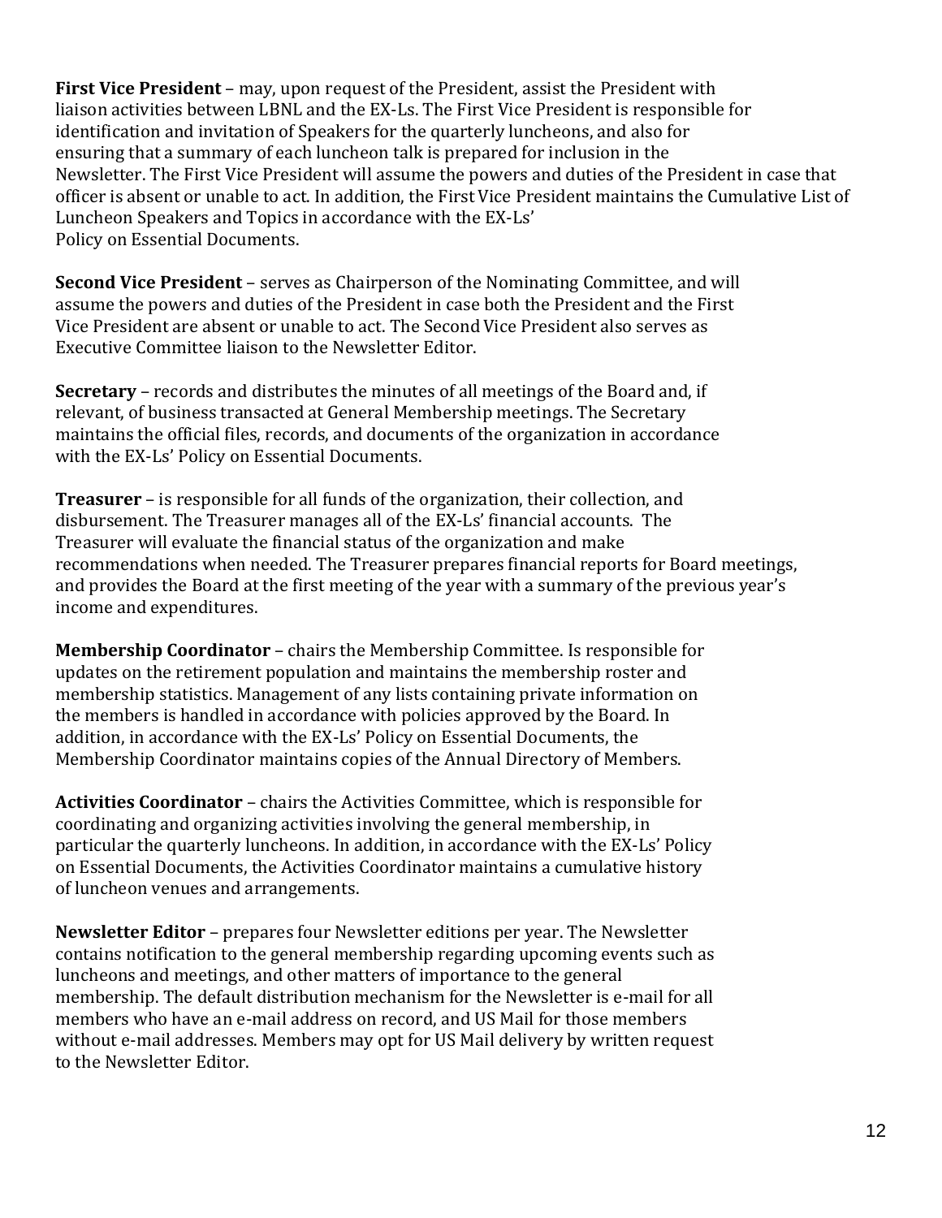**First Vice President** – may, upon request of the President, assist the President with liaison activities between LBNL and the EX-Ls. The First Vice President is responsible for identification and invitation of Speakers for the quarterly luncheons, and also for ensuring that a summary of each luncheon talk is prepared for inclusion in the Newsletter. The First Vice President will assume the powers and duties of the President in case that officer is absent or unable to act. In addition, the First Vice President maintains the Cumulative List of Luncheon Speakers and Topics in accordance with the EX-Ls' Policy on Essential Documents.

**Second Vice President** – serves as Chairperson of the Nominating Committee, and will assume the powers and duties of the President in case both the President and the First Vice President are absent or unable to act. The Second Vice President also serves as Executive Committee liaison to the Newsletter Editor.

**Secretary** – records and distributes the minutes of all meetings of the Board and, if relevant, of business transacted at General Membership meetings. The Secretary maintains the official files, records, and documents of the organization in accordance with the EX-Ls' Policy on Essential Documents.

**Treasurer** – is responsible for all funds of the organization, their collection, and disbursement. The Treasurer manages all of the EX-Ls' financial accounts. The Treasurer will evaluate the financial status of the organization and make recommendations when needed. The Treasurer prepares financial reports for Board meetings, and provides the Board at the first meeting of the year with a summary of the previous year's income and expenditures.

**Membership Coordinator** – chairs the Membership Committee. Is responsible for updates on the retirement population and maintains the membership roster and membership statistics. Management of any lists containing private information on the members is handled in accordance with policies approved by the Board. In addition, in accordance with the EX-Ls' Policy on Essential Documents, the Membership Coordinator maintains copies of the Annual Directory of Members.

**Activities Coordinator** – chairs the Activities Committee, which is responsible for coordinating and organizing activities involving the general membership, in particular the quarterly luncheons. In addition, in accordance with the EX-Ls' Policy on Essential Documents, the Activities Coordinator maintains a cumulative history of luncheon venues and arrangements.

**Newsletter Editor** – prepares four Newsletter editions per year. The Newsletter contains notification to the general membership regarding upcoming events such as luncheons and meetings, and other matters of importance to the general membership. The default distribution mechanism for the Newsletter is e-mail for all members who have an e-mail address on record, and US Mail for those members without e-mail addresses. Members may opt for US Mail delivery by written request to the Newsletter Editor.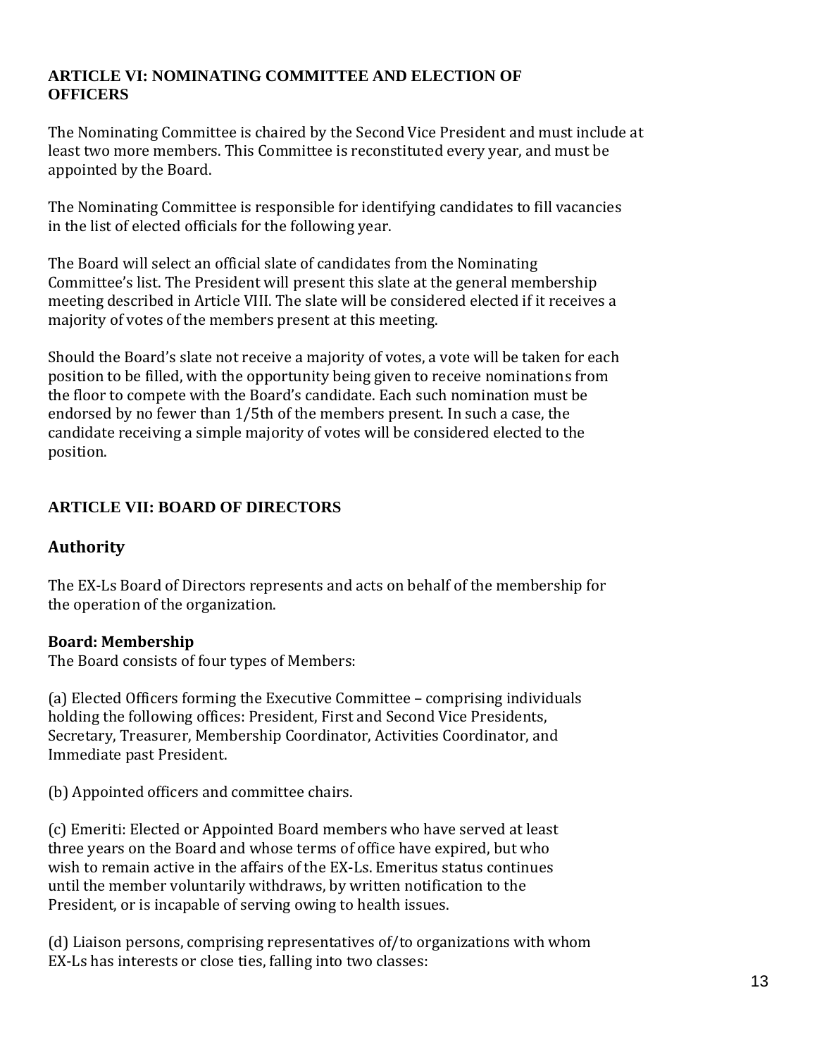## ARTICLE VI: NOMINATING COMMITTEE AND ELECTION OF OFFICERS

The Nominating Committee is chaired by the Second Vice President and must include at least two more members. This Committee is reconstituted every year, and must be appointed by the Board.

The Nominating Committee is responsible for identifying candidates to fill vacancies in the list of elected officials for the following year.

The Board will select an official slate of candidates from the Nominating Committee's list. The President will present this slate at the general membership meeting described in Article VIII. The slate will be considered elected if it receives a majority of votes of the members present at this meeting.

Should the Board's slate not receive a majority of votes, a vote will be taken for each position to be filled, with the opportunity being given to receive nominations from the floor to compete with the Board's candidate. Each such nomination must be endorsed by no fewer than 1/5th of the members present. In such a case, the candidate receiving a simple majority of votes will be considered elected to the position.

## ARTICLE VII: BOARD OF DIRECTORS

### Authority

The EX-Ls Board of Directors represents and acts on behalf of the membership for the operation of the organization.

**Board: Membership**
The Board consists of four types of Members:

(a) Elected Officers forming the Executive Committee – comprising individuals holding the following offices: President, First and Second Vice Presidents, Secretary, Treasurer, Membership Coordinator, Activities Coordinator, and Immediate past President.

(b) Appointed officers and committee chairs.

(c) Emeriti: Elected or Appointed Board members who have served at least three years on the Board and whose terms of office have expired, but who wish to remain active in the affairs of the EX-Ls. Emeritus status continues until the member voluntarily withdraws, by written notification to the President, or is incapable of serving owing to health issues.

(d) Liaison persons, comprising representatives of/to organizations with whom EX-Ls has interests or close ties, falling into two classes: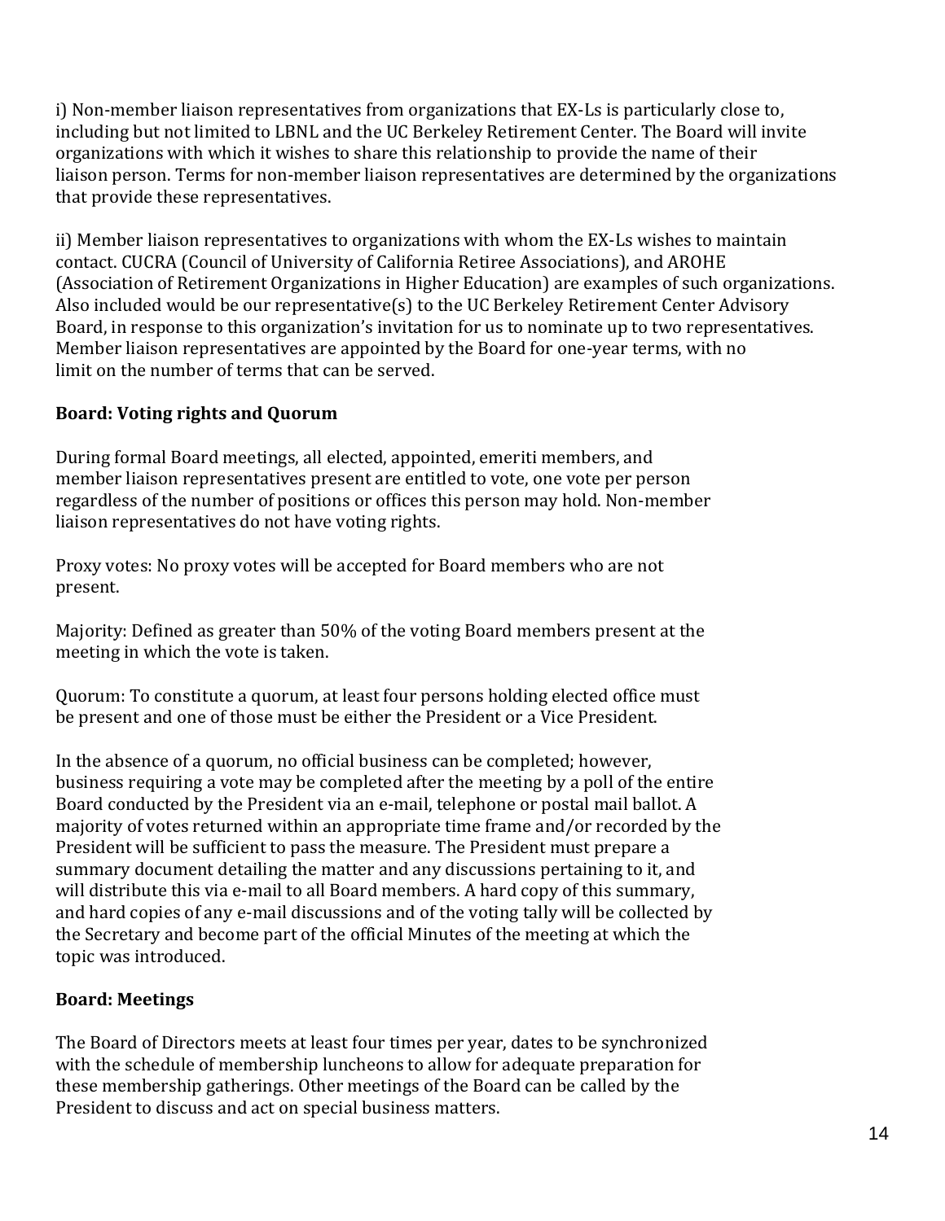i) Non-member liaison representatives from organizations that EX-Ls is particularly close to, including but not limited to LBNL and the UC Berkeley Retirement Center. The Board will invite organizations with which it wishes to share this relationship to provide the name of their liaison person. Terms for non-member liaison representatives are determined by the organizations that provide these representatives.

ii) Member liaison representatives to organizations with whom the EX-Ls wishes to maintain contact. CUCRA (Council of University of California Retiree Associations), and AROHE (Association of Retirement Organizations in Higher Education) are examples of such organizations. Also included would be our representative(s) to the UC Berkeley Retirement Center Advisory Board, in response to this organization's invitation for us to nominate up to two representatives. Member liaison representatives are appointed by the Board for one-year terms, with no limit on the number of terms that can be served.

**Board: Voting rights and Quorum**

During formal Board meetings, all elected, appointed, emeriti members, and member liaison representatives present are entitled to vote, one vote per person regardless of the number of positions or offices this person may hold. Non-member liaison representatives do not have voting rights.

Proxy votes: No proxy votes will be accepted for Board members who are not present.

Majority: Defined as greater than 50% of the voting Board members present at the meeting in which the vote is taken.

Quorum: To constitute a quorum, at least four persons holding elected office must be present and one of those must be either the President or a Vice President.

In the absence of a quorum, no official business can be completed; however, business requiring a vote may be completed after the meeting by a poll of the entire Board conducted by the President via an e-mail, telephone or postal mail ballot. A majority of votes returned within an appropriate time frame and/or recorded by the President will be sufficient to pass the measure. The President must prepare a summary document detailing the matter and any discussions pertaining to it, and will distribute this via e-mail to all Board members. A hard copy of this summary, and hard copies of any e-mail discussions and of the voting tally will be collected by the Secretary and become part of the official Minutes of the meeting at which the topic was introduced.

**Board: Meetings**

The Board of Directors meets at least four times per year, dates to be synchronized with the schedule of membership luncheons to allow for adequate preparation for these membership gatherings. Other meetings of the Board can be called by the President to discuss and act on special business matters.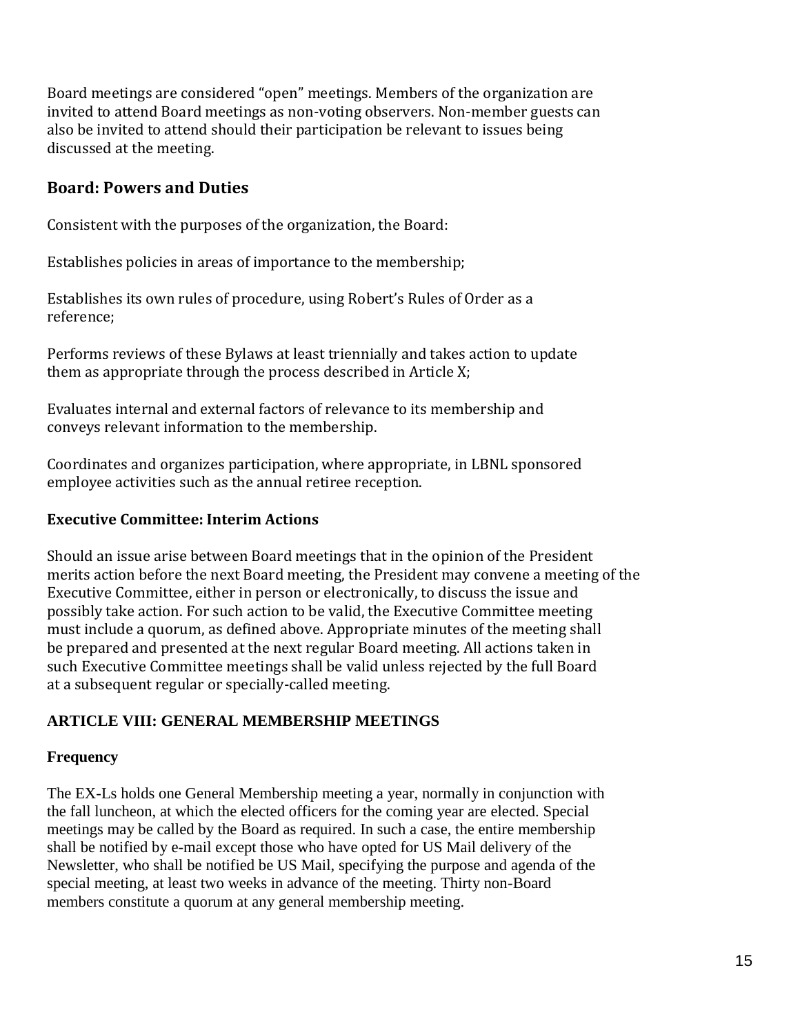Board meetings are considered "open" meetings. Members of the organization are invited to attend Board meetings as non-voting observers. Non-member guests can also be invited to attend should their participation be relevant to issues being discussed at the meeting.

### Board: Powers and Duties

Consistent with the purposes of the organization, the Board:

Establishes policies in areas of importance to the membership;

Establishes its own rules of procedure, using Robert's Rules of Order as a reference;

Performs reviews of these Bylaws at least triennially and takes action to update them as appropriate through the process described in Article X;

Evaluates internal and external factors of relevance to its membership and conveys relevant information to the membership.

Coordinates and organizes participation, where appropriate, in LBNL sponsored employee activities such as the annual retiree reception.

**Executive Committee: Interim Actions**

Should an issue arise between Board meetings that in the opinion of the President merits action before the next Board meeting, the President may convene a meeting of the Executive Committee, either in person or electronically, to discuss the issue and possibly take action. For such action to be valid, the Executive Committee meeting must include a quorum, as defined above. Appropriate minutes of the meeting shall be prepared and presented at the next regular Board meeting. All actions taken in such Executive Committee meetings shall be valid unless rejected by the full Board at a subsequent regular or specially-called meeting.

## ARTICLE VIII: GENERAL MEMBERSHIP MEETINGS

**Frequency**

The EX-Ls holds one General Membership meeting a year, normally in conjunction with the fall luncheon, at which the elected officers for the coming year are elected. Special meetings may be called by the Board as required. In such a case, the entire membership shall be notified by e-mail except those who have opted for US Mail delivery of the Newsletter, who shall be notified be US Mail, specifying the purpose and agenda of the special meeting, at least two weeks in advance of the meeting. Thirty non-Board members constitute a quorum at any general membership meeting.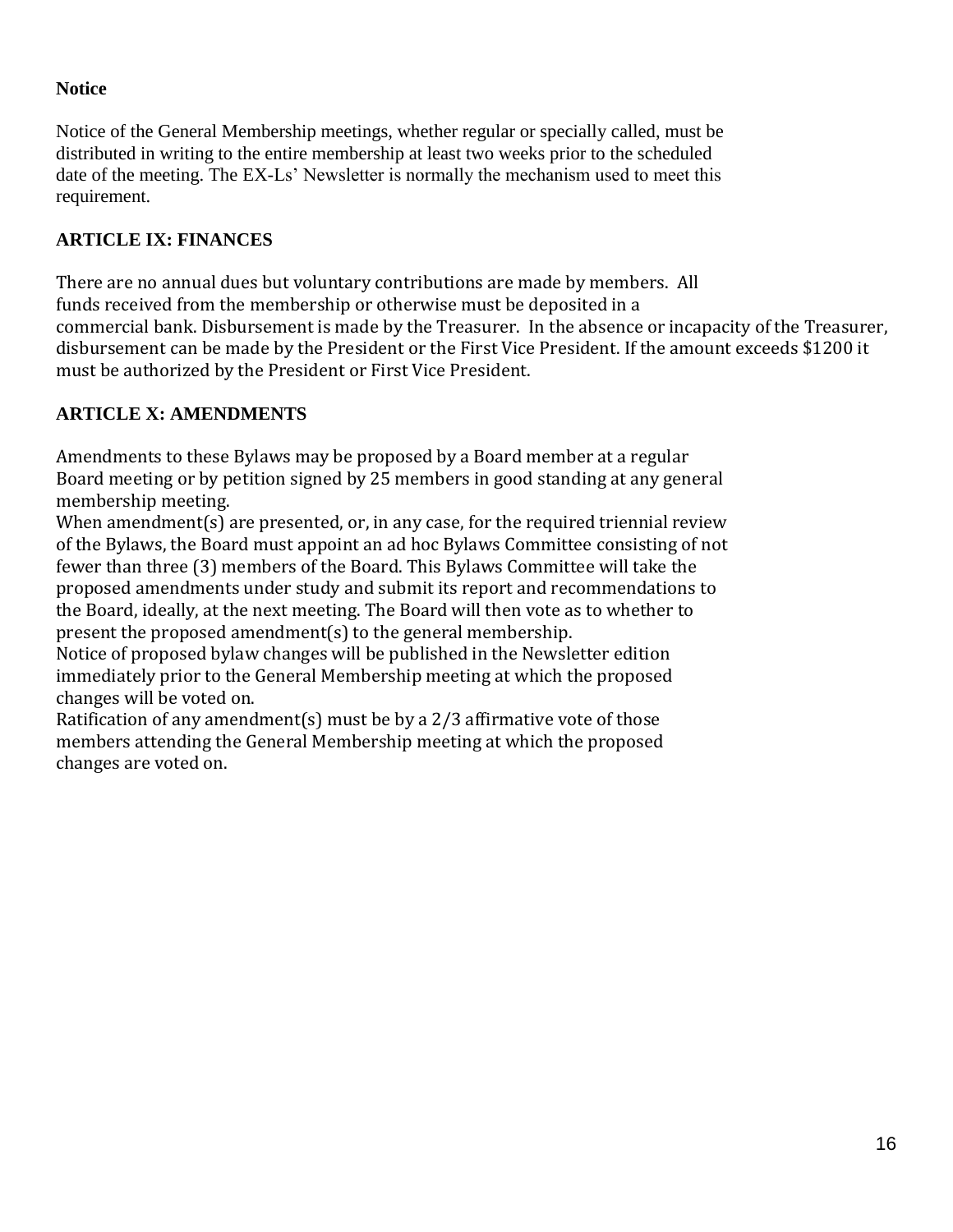**Notice**

Notice of the General Membership meetings, whether regular or specially called, must be distributed in writing to the entire membership at least two weeks prior to the scheduled date of the meeting. The EX-Ls' Newsletter is normally the mechanism used to meet this requirement.

## ARTICLE IX: FINANCES

There are no annual dues but voluntary contributions are made by members. All funds received from the membership or otherwise must be deposited in a commercial bank. Disbursement is made by the Treasurer. In the absence or incapacity of the Treasurer, disbursement can be made by the President or the First Vice President. If the amount exceeds $1200 it must be authorized by the President or First Vice President.

## ARTICLE X: AMENDMENTS

Amendments to these Bylaws may be proposed by a Board member at a regular Board meeting or by petition signed by 25 members in good standing at any general membership meeting.

When amendment(s) are presented, or, in any case, for the required triennial review of the Bylaws, the Board must appoint an ad hoc Bylaws Committee consisting of not fewer than three (3) members of the Board. This Bylaws Committee will take the proposed amendments under study and submit its report and recommendations to the Board, ideally, at the next meeting. The Board will then vote as to whether to present the proposed amendment(s) to the general membership.

Notice of proposed bylaw changes will be published in the Newsletter edition immediately prior to the General Membership meeting at which the proposed changes will be voted on.

Ratification of any amendment(s) must be by a 2/3 affirmative vote of those members attending the General Membership meeting at which the proposed changes are voted on.